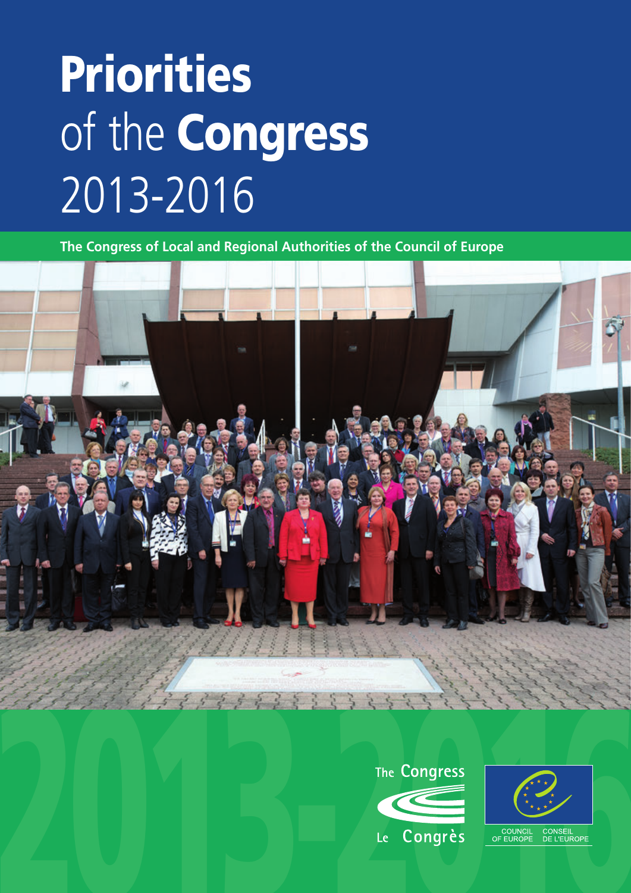# Priorities of the Congress 2013-2016

**The Congress of Local and Regional Authorities of the Council of Europe**

The Congress

Le Congrès

COUNCIL OF EUROPE

CONSEIL DE L'EUROPE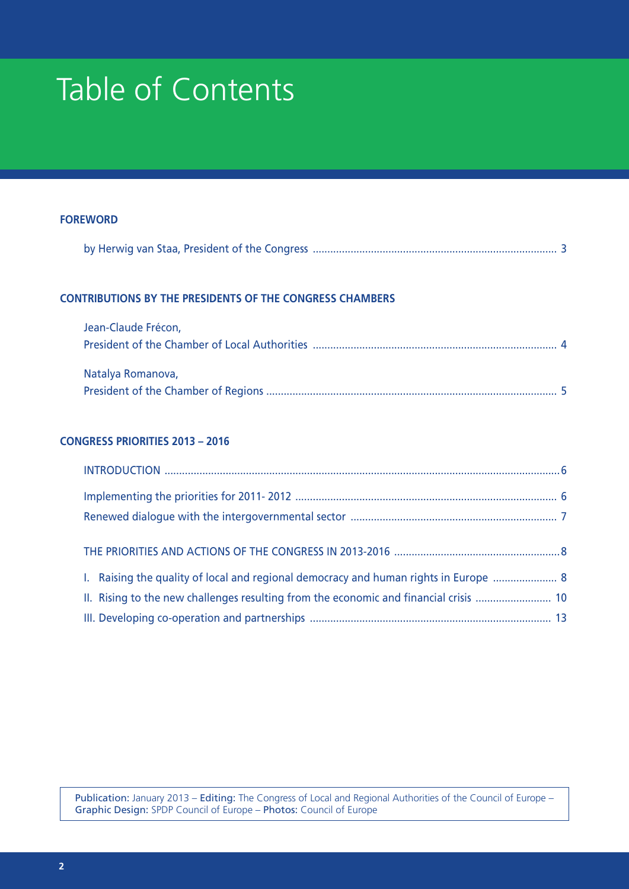# Table of Contents

**FOREWORD**

by Herwig van Staa, President of the Congress ........ 3

**CONTRIBUTIONS BY THE PRESIDENTS OF THE CONGRESS CHAMBERS**

Jean-Claude Frécon,
President of the Chamber of Local Authorities ........ 4

Natalya Romanova,
President of the Chamber of Regions ........ 5

**CONGRESS PRIORITIES 2013 – 2016**

INTRODUCTION ........ 6

Implementing the priorities for 2011- 2012 ........ 6

Renewed dialogue with the intergovernmental sector ........ 7

THE PRIORITIES AND ACTIONS OF THE CONGRESS IN 2013-2016 ........ 8

I. Raising the quality of local and regional democracy and human rights in Europe ........ 8

II. Rising to the new challenges resulting from the economic and financial crisis ........ 10

III. Developing co-operation and partnerships ........ 13

**Publication:** January 2013 – **Editing:** The Congress of Local and Regional Authorities of the Council of Europe – **Graphic Design:** SPDP Council of Europe – **Photos:** Council of Europe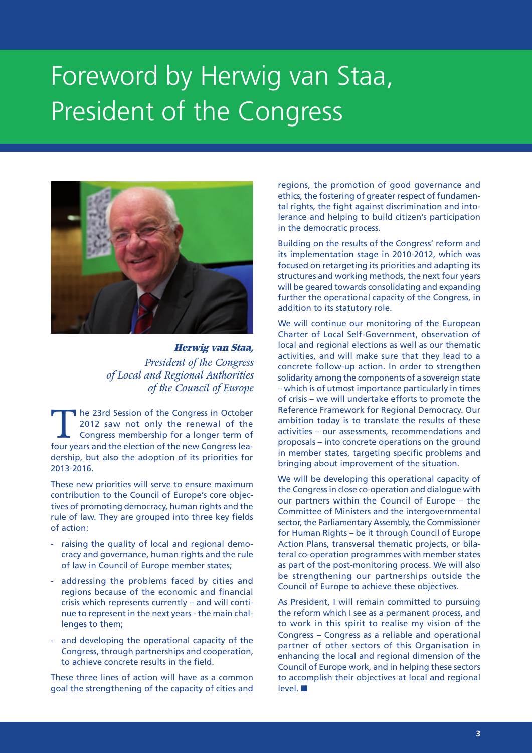# Foreword by Herwig van Staa, President of the Congress

***Herwig van Staa,***
*President of the Congress of Local and Regional Authorities of the Council of Europe*

The 23rd Session of the Congress in October 2012 saw not only the renewal of the Congress membership for a longer term of four years and the election of the new Congress leadership, but also the adoption of its priorities for 2013-2016.

These new priorities will serve to ensure maximum contribution to the Council of Europe's core objectives of promoting democracy, human rights and the rule of law. They are grouped into three key fields of action:

- raising the quality of local and regional democracy and governance, human rights and the rule of law in Council of Europe member states;
- addressing the problems faced by cities and regions because of the economic and financial crisis which represents currently – and will continue to represent in the next years - the main challenges to them;
- and developing the operational capacity of the Congress, through partnerships and cooperation, to achieve concrete results in the field.

These three lines of action will have as a common goal the strengthening of the capacity of cities and regions, the promotion of good governance and ethics, the fostering of greater respect of fundamental rights, the fight against discrimination and intolerance and helping to build citizen's participation in the democratic process.

Building on the results of the Congress' reform and its implementation stage in 2010-2012, which was focused on retargeting its priorities and adapting its structures and working methods, the next four years will be geared towards consolidating and expanding further the operational capacity of the Congress, in addition to its statutory role.

We will continue our monitoring of the European Charter of Local Self-Government, observation of local and regional elections as well as our thematic activities, and will make sure that they lead to a concrete follow-up action. In order to strengthen solidarity among the components of a sovereign state – which is of utmost importance particularly in times of crisis – we will undertake efforts to promote the Reference Framework for Regional Democracy. Our ambition today is to translate the results of these activities – our assessments, recommendations and proposals – into concrete operations on the ground in member states, targeting specific problems and bringing about improvement of the situation.

We will be developing this operational capacity of the Congress in close co-operation and dialogue with our partners within the Council of Europe – the Committee of Ministers and the intergovernmental sector, the Parliamentary Assembly, the Commissioner for Human Rights – be it through Council of Europe Action Plans, transversal thematic projects, or bilateral co-operation programmes with member states as part of the post-monitoring process. We will also be strengthening our partnerships outside the Council of Europe to achieve these objectives.

As President, I will remain committed to pursuing the reform which I see as a permanent process, and to work in this spirit to realise my vision of the Congress – Congress as a reliable and operational partner of other sectors of this Organisation in enhancing the local and regional dimension of the Council of Europe work, and in helping these sectors to accomplish their objectives at local and regional level. ■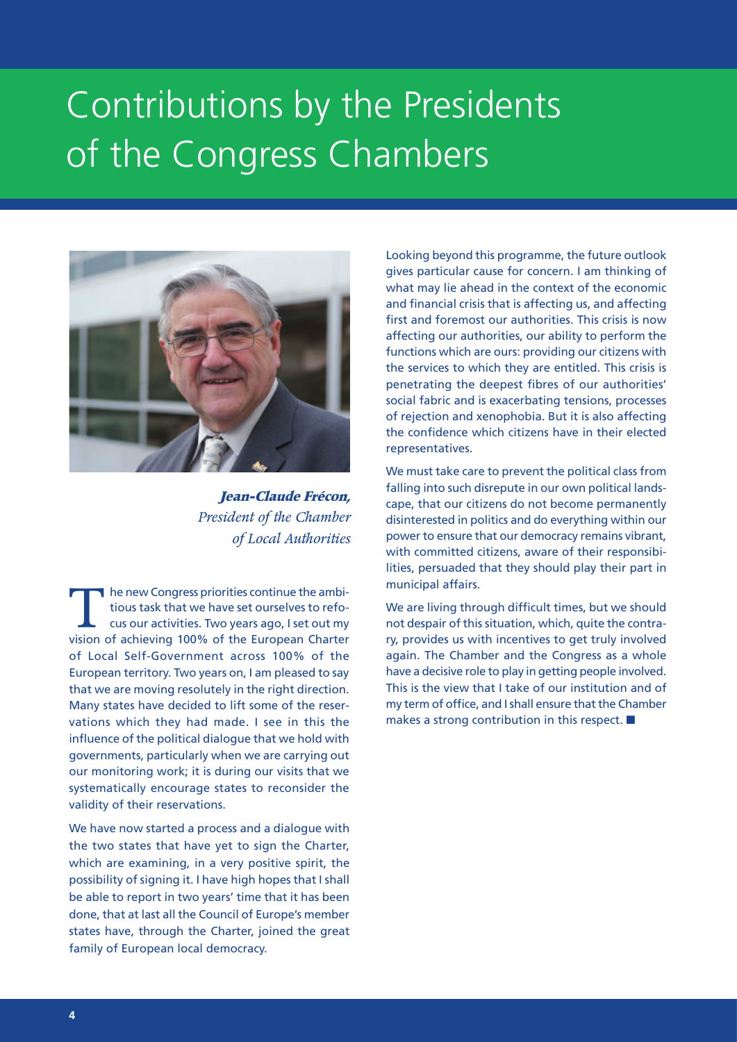# Contributions by the Presidents of the Congress Chambers

***Jean-Claude Frécon,***
*President of the Chamber of Local Authorities*

The new Congress priorities continue the ambitious task that we have set ourselves to refocus our activities. Two years ago, I set out my vision of achieving 100% of the European Charter of Local Self-Government across 100% of the European territory. Two years on, I am pleased to say that we are moving resolutely in the right direction. Many states have decided to lift some of the reservations which they had made. I see in this the influence of the political dialogue that we hold with governments, particularly when we are carrying out our monitoring work; it is during our visits that we systematically encourage states to reconsider the validity of their reservations.

We have now started a process and a dialogue with the two states that have yet to sign the Charter, which are examining, in a very positive spirit, the possibility of signing it. I have high hopes that I shall be able to report in two years' time that it has been done, that at last all the Council of Europe's member states have, through the Charter, joined the great family of European local democracy.

Looking beyond this programme, the future outlook gives particular cause for concern. I am thinking of what may lie ahead in the context of the economic and financial crisis that is affecting us, and affecting first and foremost our authorities. This crisis is now affecting our authorities, our ability to perform the functions which are ours: providing our citizens with the services to which they are entitled. This crisis is penetrating the deepest fibres of our authorities' social fabric and is exacerbating tensions, processes of rejection and xenophobia. But it is also affecting the confidence which citizens have in their elected representatives.

We must take care to prevent the political class from falling into such disrepute in our own political landscape, that our citizens do not become permanently disinterested in politics and do everything within our power to ensure that our democracy remains vibrant, with committed citizens, aware of their responsibilities, persuaded that they should play their part in municipal affairs.

We are living through difficult times, but we should not despair of this situation, which, quite the contrary, provides us with incentives to get truly involved again. The Chamber and the Congress as a whole have a decisive role to play in getting people involved. This is the view that I take of our institution and of my term of office, and I shall ensure that the Chamber makes a strong contribution in this respect. ■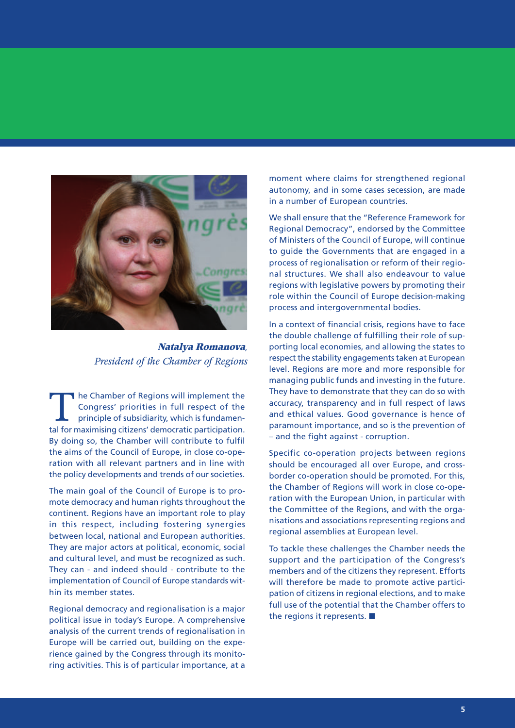***Natalya Romanova**,*
*President of the Chamber of Regions*

The Chamber of Regions will implement the Congress' priorities in full respect of the principle of subsidiarity, which is fundamental for maximising citizens' democratic participation. By doing so, the Chamber will contribute to fulfil the aims of the Council of Europe, in close co-operation with all relevant partners and in line with the policy developments and trends of our societies.

The main goal of the Council of Europe is to promote democracy and human rights throughout the continent. Regions have an important role to play in this respect, including fostering synergies between local, national and European authorities. They are major actors at political, economic, social and cultural level, and must be recognized as such. They can - and indeed should - contribute to the implementation of Council of Europe standards within its member states.

Regional democracy and regionalisation is a major political issue in today's Europe. A comprehensive analysis of the current trends of regionalisation in Europe will be carried out, building on the experience gained by the Congress through its monitoring activities. This is of particular importance, at a moment where claims for strengthened regional autonomy, and in some cases secession, are made in a number of European countries.

We shall ensure that the "Reference Framework for Regional Democracy", endorsed by the Committee of Ministers of the Council of Europe, will continue to guide the Governments that are engaged in a process of regionalisation or reform of their regional structures. We shall also endeavour to value regions with legislative powers by promoting their role within the Council of Europe decision-making process and intergovernmental bodies.

In a context of financial crisis, regions have to face the double challenge of fulfilling their role of supporting local economies, and allowing the states to respect the stability engagements taken at European level. Regions are more and more responsible for managing public funds and investing in the future. They have to demonstrate that they can do so with accuracy, transparency and in full respect of laws and ethical values. Good governance is hence of paramount importance, and so is the prevention of – and the fight against - corruption.

Specific co-operation projects between regions should be encouraged all over Europe, and cross-border co-operation should be promoted. For this, the Chamber of Regions will work in close co-operation with the European Union, in particular with the Committee of the Regions, and with the organisations and associations representing regions and regional assemblies at European level.

To tackle these challenges the Chamber needs the support and the participation of the Congress's members and of the citizens they represent. Efforts will therefore be made to promote active participation of citizens in regional elections, and to make full use of the potential that the Chamber offers to the regions it represents. ■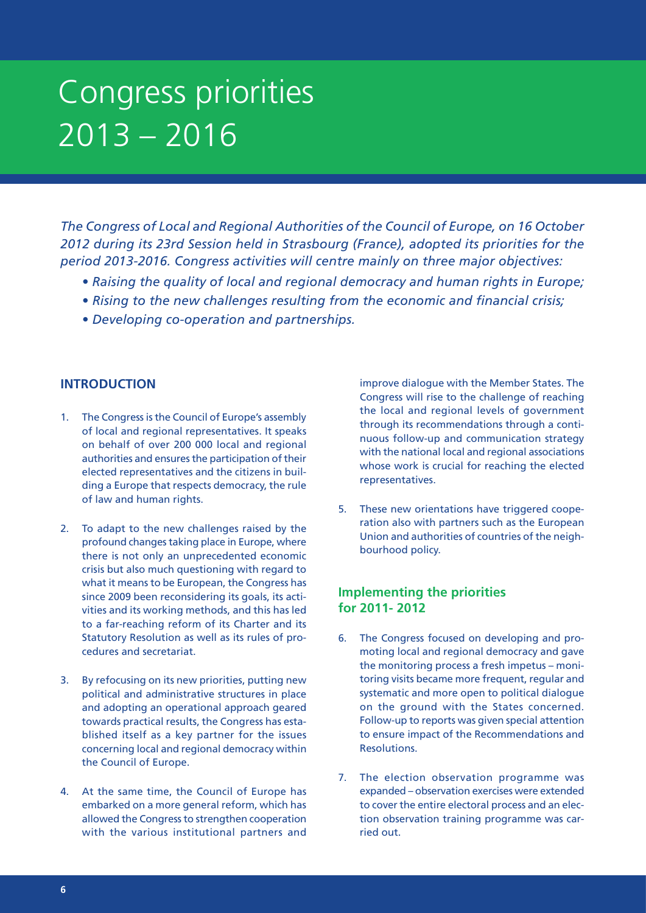# Congress priorities 2013 – 2016

*The Congress of Local and Regional Authorities of the Council of Europe, on 16 October 2012 during its 23rd Session held in Strasbourg (France), adopted its priorities for the period 2013-2016. Congress activities will centre mainly on three major objectives:*

- *Raising the quality of local and regional democracy and human rights in Europe;*
- *Rising to the new challenges resulting from the economic and financial crisis;*
- *Developing co-operation and partnerships.*

## INTRODUCTION

1. The Congress is the Council of Europe's assembly of local and regional representatives. It speaks on behalf of over 200 000 local and regional authorities and ensures the participation of their elected representatives and the citizens in building a Europe that respects democracy, the rule of law and human rights.

2. To adapt to the new challenges raised by the profound changes taking place in Europe, where there is not only an unprecedented economic crisis but also much questioning with regard to what it means to be European, the Congress has since 2009 been reconsidering its goals, its activities and its working methods, and this has led to a far-reaching reform of its Charter and its Statutory Resolution as well as its rules of procedures and secretariat.

3. By refocusing on its new priorities, putting new political and administrative structures in place and adopting an operational approach geared towards practical results, the Congress has established itself as a key partner for the issues concerning local and regional democracy within the Council of Europe.

4. At the same time, the Council of Europe has embarked on a more general reform, which has allowed the Congress to strengthen cooperation with the various institutional partners and improve dialogue with the Member States. The Congress will rise to the challenge of reaching the local and regional levels of government through its recommendations through a continuous follow-up and communication strategy with the national local and regional associations whose work is crucial for reaching the elected representatives.

5. These new orientations have triggered cooperation also with partners such as the European Union and authorities of countries of the neighbourhood policy.

### Implementing the priorities for 2011- 2012

6. The Congress focused on developing and promoting local and regional democracy and gave the monitoring process a fresh impetus – monitoring visits became more frequent, regular and systematic and more open to political dialogue on the ground with the States concerned. Follow-up to reports was given special attention to ensure impact of the Recommendations and Resolutions.

7. The election observation programme was expanded – observation exercises were extended to cover the entire electoral process and an election observation training programme was carried out.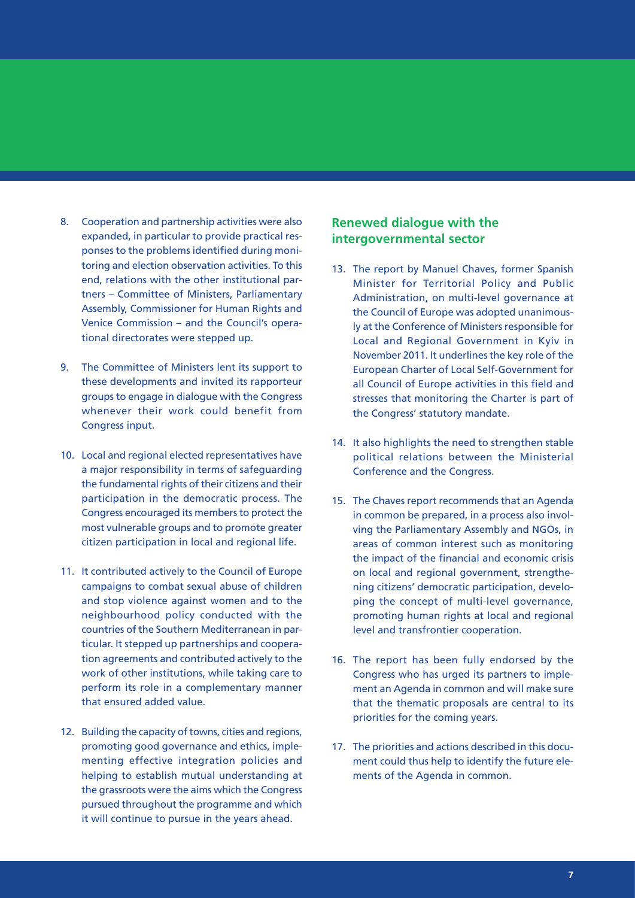8. Cooperation and partnership activities were also expanded, in particular to provide practical responses to the problems identified during monitoring and election observation activities. To this end, relations with the other institutional partners – Committee of Ministers, Parliamentary Assembly, Commissioner for Human Rights and Venice Commission – and the Council's operational directorates were stepped up.

9. The Committee of Ministers lent its support to these developments and invited its rapporteur groups to engage in dialogue with the Congress whenever their work could benefit from Congress input.

10. Local and regional elected representatives have a major responsibility in terms of safeguarding the fundamental rights of their citizens and their participation in the democratic process. The Congress encouraged its members to protect the most vulnerable groups and to promote greater citizen participation in local and regional life.

11. It contributed actively to the Council of Europe campaigns to combat sexual abuse of children and stop violence against women and to the neighbourhood policy conducted with the countries of the Southern Mediterranean in particular. It stepped up partnerships and cooperation agreements and contributed actively to the work of other institutions, while taking care to perform its role in a complementary manner that ensured added value.

12. Building the capacity of towns, cities and regions, promoting good governance and ethics, implementing effective integration policies and helping to establish mutual understanding at the grassroots were the aims which the Congress pursued throughout the programme and which it will continue to pursue in the years ahead.

## Renewed dialogue with the intergovernmental sector

13. The report by Manuel Chaves, former Spanish Minister for Territorial Policy and Public Administration, on multi-level governance at the Council of Europe was adopted unanimously at the Conference of Ministers responsible for Local and Regional Government in Kyiv in November 2011. It underlines the key role of the European Charter of Local Self-Government for all Council of Europe activities in this field and stresses that monitoring the Charter is part of the Congress' statutory mandate.

14. It also highlights the need to strengthen stable political relations between the Ministerial Conference and the Congress.

15. The Chaves report recommends that an Agenda in common be prepared, in a process also involving the Parliamentary Assembly and NGOs, in areas of common interest such as monitoring the impact of the financial and economic crisis on local and regional government, strengthening citizens' democratic participation, developing the concept of multi-level governance, promoting human rights at local and regional level and transfrontier cooperation.

16. The report has been fully endorsed by the Congress who has urged its partners to implement an Agenda in common and will make sure that the thematic proposals are central to its priorities for the coming years.

17. The priorities and actions described in this document could thus help to identify the future elements of the Agenda in common.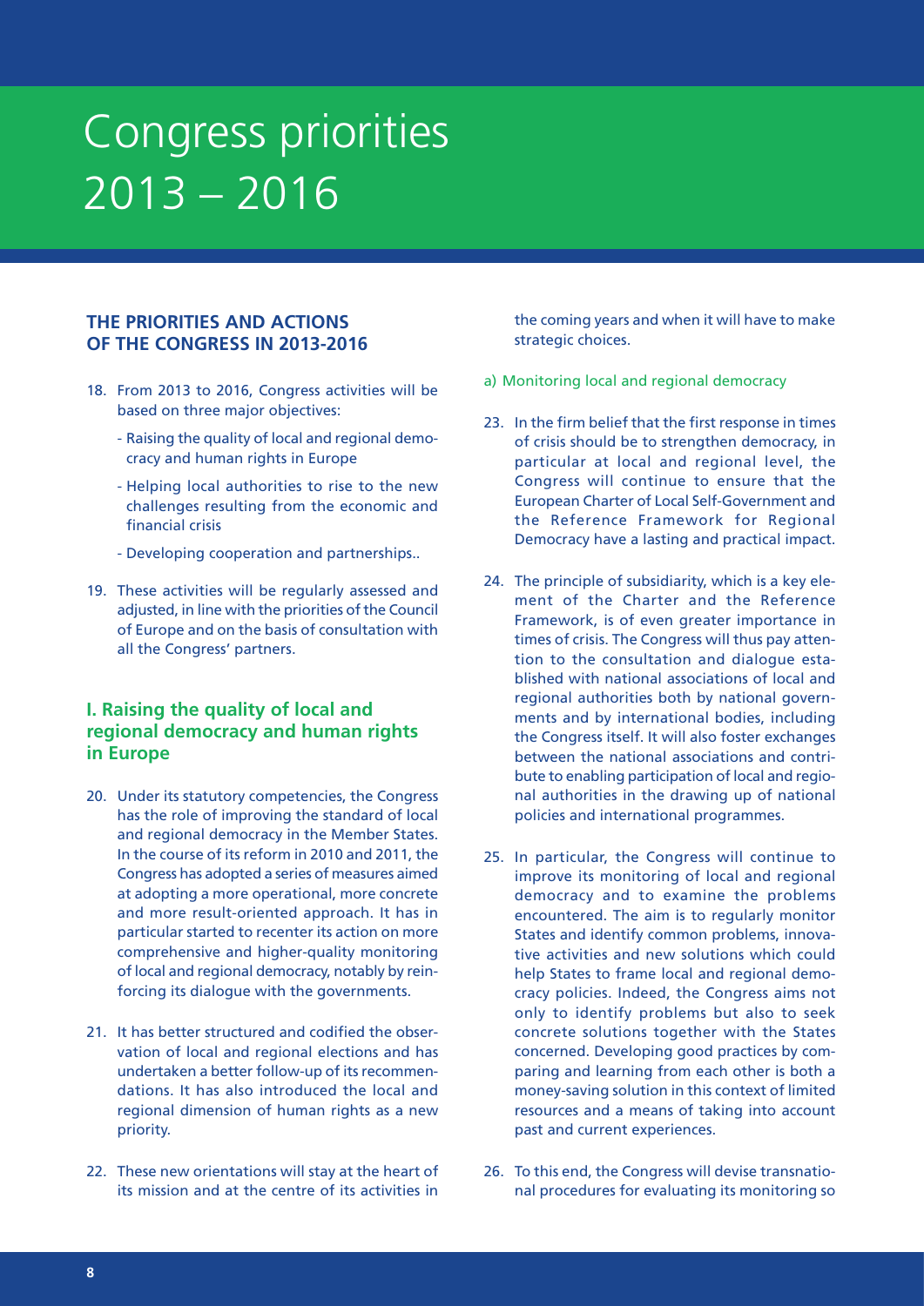# Congress priorities 2013 – 2016

## THE PRIORITIES AND ACTIONS OF THE CONGRESS IN 2013-2016

18. From 2013 to 2016, Congress activities will be based on three major objectives:

    - Raising the quality of local and regional democracy and human rights in Europe
    - Helping local authorities to rise to the new challenges resulting from the economic and financial crisis
    - Developing cooperation and partnerships..

19. These activities will be regularly assessed and adjusted, in line with the priorities of the Council of Europe and on the basis of consultation with all the Congress' partners.

## I. Raising the quality of local and regional democracy and human rights in Europe

20. Under its statutory competencies, the Congress has the role of improving the standard of local and regional democracy in the Member States. In the course of its reform in 2010 and 2011, the Congress has adopted a series of measures aimed at adopting a more operational, more concrete and more result-oriented approach. It has in particular started to recenter its action on more comprehensive and higher-quality monitoring of local and regional democracy, notably by reinforcing its dialogue with the governments.

21. It has better structured and codified the observation of local and regional elections and has undertaken a better follow-up of its recommendations. It has also introduced the local and regional dimension of human rights as a new priority.

22. These new orientations will stay at the heart of its mission and at the centre of its activities in the coming years and when it will have to make strategic choices.

### a) Monitoring local and regional democracy

23. In the firm belief that the first response in times of crisis should be to strengthen democracy, in particular at local and regional level, the Congress will continue to ensure that the European Charter of Local Self-Government and the Reference Framework for Regional Democracy have a lasting and practical impact.

24. The principle of subsidiarity, which is a key element of the Charter and the Reference Framework, is of even greater importance in times of crisis. The Congress will thus pay attention to the consultation and dialogue established with national associations of local and regional authorities both by national governments and by international bodies, including the Congress itself. It will also foster exchanges between the national associations and contribute to enabling participation of local and regional authorities in the drawing up of national policies and international programmes.

25. In particular, the Congress will continue to improve its monitoring of local and regional democracy and to examine the problems encountered. The aim is to regularly monitor States and identify common problems, innovative activities and new solutions which could help States to frame local and regional democracy policies. Indeed, the Congress aims not only to identify problems but also to seek concrete solutions together with the States concerned. Developing good practices by comparing and learning from each other is both a money-saving solution in this context of limited resources and a means of taking into account past and current experiences.

26. To this end, the Congress will devise transnational procedures for evaluating its monitoring so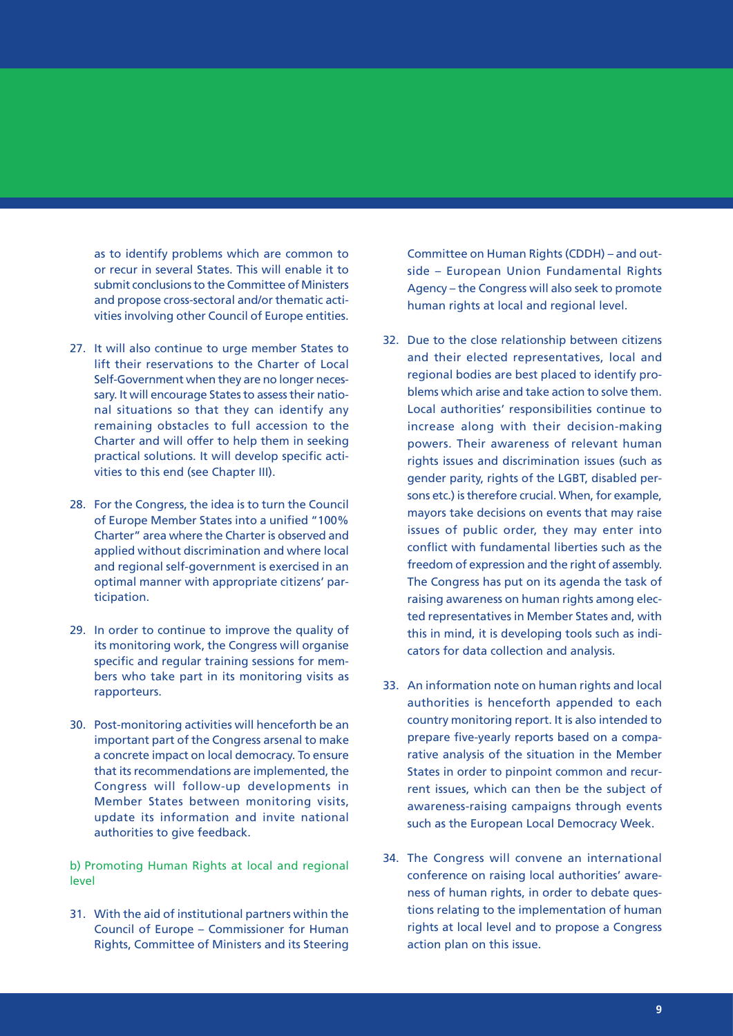as to identify problems which are common to or recur in several States. This will enable it to submit conclusions to the Committee of Ministers and propose cross-sectoral and/or thematic activities involving other Council of Europe entities.

27. It will also continue to urge member States to lift their reservations to the Charter of Local Self-Government when they are no longer necessary. It will encourage States to assess their national situations so that they can identify any remaining obstacles to full accession to the Charter and will offer to help them in seeking practical solutions. It will develop specific activities to this end (see Chapter III).

28. For the Congress, the idea is to turn the Council of Europe Member States into a unified "100% Charter" area where the Charter is observed and applied without discrimination and where local and regional self-government is exercised in an optimal manner with appropriate citizens' participation.

29. In order to continue to improve the quality of its monitoring work, the Congress will organise specific and regular training sessions for members who take part in its monitoring visits as rapporteurs.

30. Post-monitoring activities will henceforth be an important part of the Congress arsenal to make a concrete impact on local democracy. To ensure that its recommendations are implemented, the Congress will follow-up developments in Member States between monitoring visits, update its information and invite national authorities to give feedback.

### b) Promoting Human Rights at local and regional level

31. With the aid of institutional partners within the Council of Europe – Commissioner for Human Rights, Committee of Ministers and its Steering Committee on Human Rights (CDDH) – and outside – European Union Fundamental Rights Agency – the Congress will also seek to promote human rights at local and regional level.

32. Due to the close relationship between citizens and their elected representatives, local and regional bodies are best placed to identify problems which arise and take action to solve them. Local authorities' responsibilities continue to increase along with their decision-making powers. Their awareness of relevant human rights issues and discrimination issues (such as gender parity, rights of the LGBT, disabled persons etc.) is therefore crucial. When, for example, mayors take decisions on events that may raise issues of public order, they may enter into conflict with fundamental liberties such as the freedom of expression and the right of assembly. The Congress has put on its agenda the task of raising awareness on human rights among elected representatives in Member States and, with this in mind, it is developing tools such as indicators for data collection and analysis.

33. An information note on human rights and local authorities is henceforth appended to each country monitoring report. It is also intended to prepare five-yearly reports based on a comparative analysis of the situation in the Member States in order to pinpoint common and recurrent issues, which can then be the subject of awareness-raising campaigns through events such as the European Local Democracy Week.

34. The Congress will convene an international conference on raising local authorities' awareness of human rights, in order to debate questions relating to the implementation of human rights at local level and to propose a Congress action plan on this issue.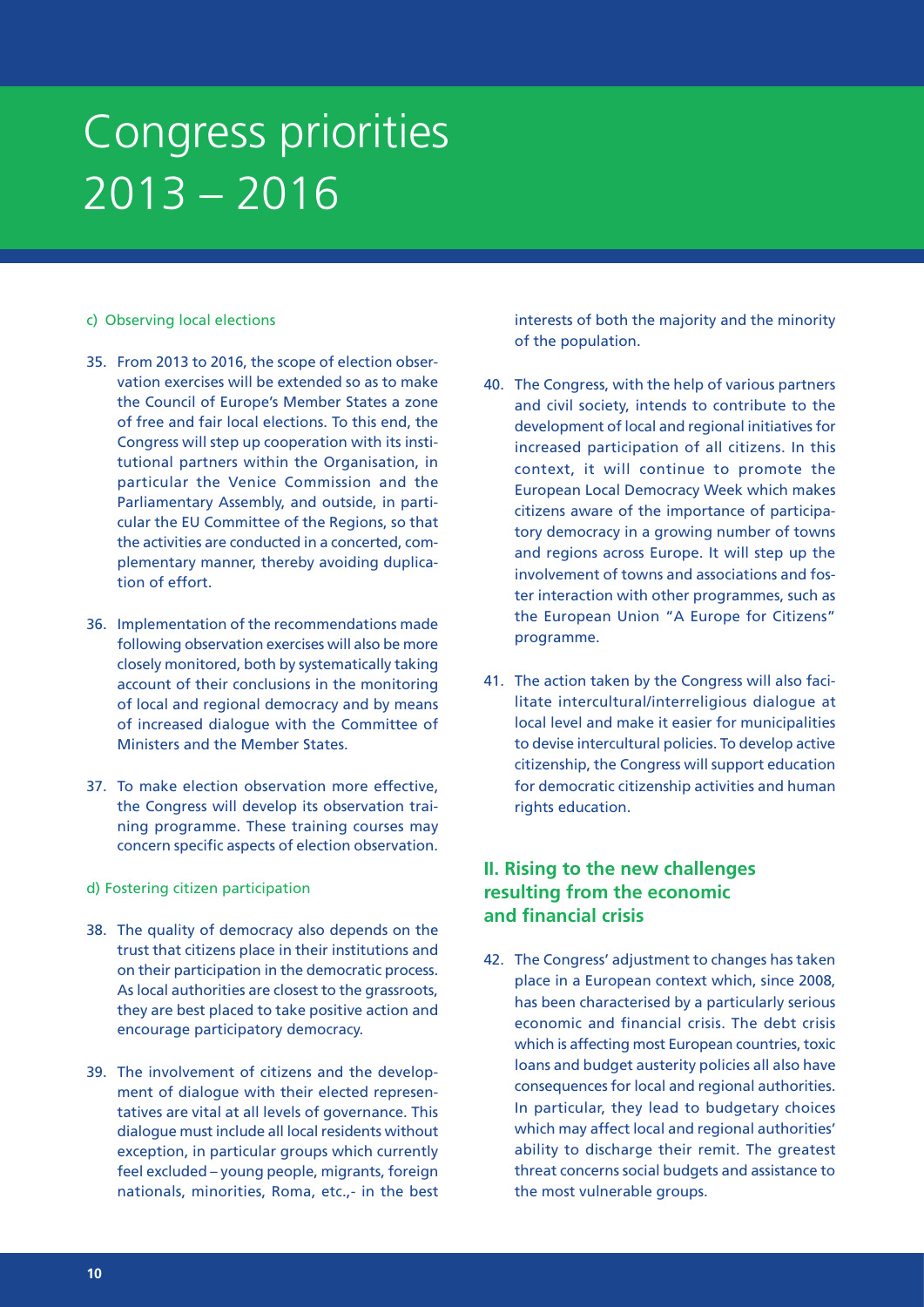# Congress priorities 2013 – 2016

c) Observing local elections

35. From 2013 to 2016, the scope of election observation exercises will be extended so as to make the Council of Europe's Member States a zone of free and fair local elections. To this end, the Congress will step up cooperation with its institutional partners within the Organisation, in particular the Venice Commission and the Parliamentary Assembly, and outside, in particular the EU Committee of the Regions, so that the activities are conducted in a concerted, complementary manner, thereby avoiding duplication of effort.

36. Implementation of the recommendations made following observation exercises will also be more closely monitored, both by systematically taking account of their conclusions in the monitoring of local and regional democracy and by means of increased dialogue with the Committee of Ministers and the Member States.

37. To make election observation more effective, the Congress will develop its observation training programme. These training courses may concern specific aspects of election observation.

d) Fostering citizen participation

38. The quality of democracy also depends on the trust that citizens place in their institutions and on their participation in the democratic process. As local authorities are closest to the grassroots, they are best placed to take positive action and encourage participatory democracy.

39. The involvement of citizens and the development of dialogue with their elected representatives are vital at all levels of governance. This dialogue must include all local residents without exception, in particular groups which currently feel excluded – young people, migrants, foreign nationals, minorities, Roma, etc.,- in the best interests of both the majority and the minority of the population.

40. The Congress, with the help of various partners and civil society, intends to contribute to the development of local and regional initiatives for increased participation of all citizens. In this context, it will continue to promote the European Local Democracy Week which makes citizens aware of the importance of participatory democracy in a growing number of towns and regions across Europe. It will step up the involvement of towns and associations and foster interaction with other programmes, such as the European Union "A Europe for Citizens" programme.

41. The action taken by the Congress will also facilitate intercultural/interreligious dialogue at local level and make it easier for municipalities to devise intercultural policies. To develop active citizenship, the Congress will support education for democratic citizenship activities and human rights education.

## II. Rising to the new challenges resulting from the economic and financial crisis

42. The Congress' adjustment to changes has taken place in a European context which, since 2008, has been characterised by a particularly serious economic and financial crisis. The debt crisis which is affecting most European countries, toxic loans and budget austerity policies all also have consequences for local and regional authorities. In particular, they lead to budgetary choices which may affect local and regional authorities' ability to discharge their remit. The greatest threat concerns social budgets and assistance to the most vulnerable groups.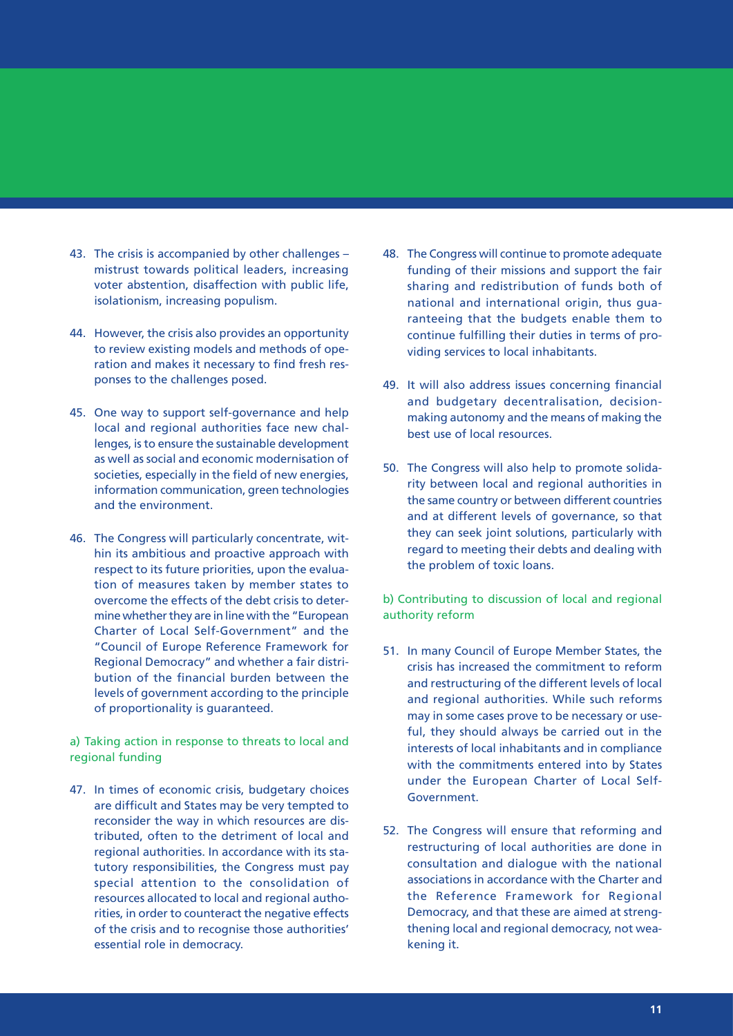43. The crisis is accompanied by other challenges – mistrust towards political leaders, increasing voter abstention, disaffection with public life, isolationism, increasing populism.

44. However, the crisis also provides an opportunity to review existing models and methods of operation and makes it necessary to find fresh responses to the challenges posed.

45. One way to support self-governance and help local and regional authorities face new challenges, is to ensure the sustainable development as well as social and economic modernisation of societies, especially in the field of new energies, information communication, green technologies and the environment.

46. The Congress will particularly concentrate, within its ambitious and proactive approach with respect to its future priorities, upon the evaluation of measures taken by member states to overcome the effects of the debt crisis to determine whether they are in line with the "European Charter of Local Self-Government" and the "Council of Europe Reference Framework for Regional Democracy" and whether a fair distribution of the financial burden between the levels of government according to the principle of proportionality is guaranteed.

### a) Taking action in response to threats to local and regional funding

47. In times of economic crisis, budgetary choices are difficult and States may be very tempted to reconsider the way in which resources are distributed, often to the detriment of local and regional authorities. In accordance with its statutory responsibilities, the Congress must pay special attention to the consolidation of resources allocated to local and regional authorities, in order to counteract the negative effects of the crisis and to recognise those authorities' essential role in democracy.

48. The Congress will continue to promote adequate funding of their missions and support the fair sharing and redistribution of funds both of national and international origin, thus guaranteeing that the budgets enable them to continue fulfilling their duties in terms of providing services to local inhabitants.

49. It will also address issues concerning financial and budgetary decentralisation, decision-making autonomy and the means of making the best use of local resources.

50. The Congress will also help to promote solidarity between local and regional authorities in the same country or between different countries and at different levels of governance, so that they can seek joint solutions, particularly with regard to meeting their debts and dealing with the problem of toxic loans.

### b) Contributing to discussion of local and regional authority reform

51. In many Council of Europe Member States, the crisis has increased the commitment to reform and restructuring of the different levels of local and regional authorities. While such reforms may in some cases prove to be necessary or useful, they should always be carried out in the interests of local inhabitants and in compliance with the commitments entered into by States under the European Charter of Local Self-Government.

52. The Congress will ensure that reforming and restructuring of local authorities are done in consultation and dialogue with the national associations in accordance with the Charter and the Reference Framework for Regional Democracy, and that these are aimed at strengthening local and regional democracy, not weakening it.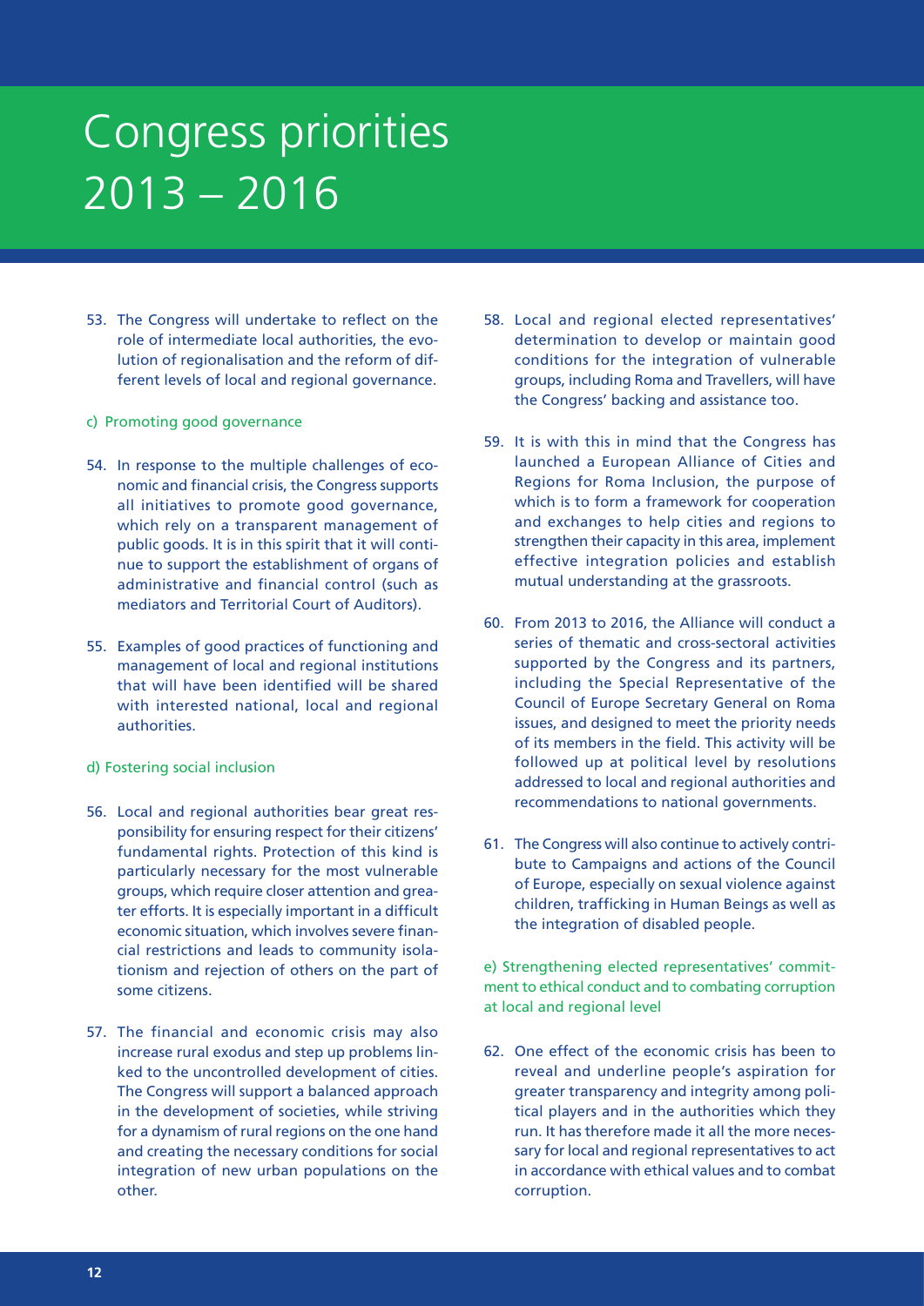# Congress priorities 2013 – 2016

53. The Congress will undertake to reflect on the role of intermediate local authorities, the evolution of regionalisation and the reform of different levels of local and regional governance.

c) Promoting good governance

54. In response to the multiple challenges of economic and financial crisis, the Congress supports all initiatives to promote good governance, which rely on a transparent management of public goods. It is in this spirit that it will continue to support the establishment of organs of administrative and financial control (such as mediators and Territorial Court of Auditors).

55. Examples of good practices of functioning and management of local and regional institutions that will have been identified will be shared with interested national, local and regional authorities.

d) Fostering social inclusion

56. Local and regional authorities bear great responsibility for ensuring respect for their citizens' fundamental rights. Protection of this kind is particularly necessary for the most vulnerable groups, which require closer attention and greater efforts. It is especially important in a difficult economic situation, which involves severe financial restrictions and leads to community isolationism and rejection of others on the part of some citizens.

57. The financial and economic crisis may also increase rural exodus and step up problems linked to the uncontrolled development of cities. The Congress will support a balanced approach in the development of societies, while striving for a dynamism of rural regions on the one hand and creating the necessary conditions for social integration of new urban populations on the other.

58. Local and regional elected representatives' determination to develop or maintain good conditions for the integration of vulnerable groups, including Roma and Travellers, will have the Congress' backing and assistance too.

59. It is with this in mind that the Congress has launched a European Alliance of Cities and Regions for Roma Inclusion, the purpose of which is to form a framework for cooperation and exchanges to help cities and regions to strengthen their capacity in this area, implement effective integration policies and establish mutual understanding at the grassroots.

60. From 2013 to 2016, the Alliance will conduct a series of thematic and cross-sectoral activities supported by the Congress and its partners, including the Special Representative of the Council of Europe Secretary General on Roma issues, and designed to meet the priority needs of its members in the field. This activity will be followed up at political level by resolutions addressed to local and regional authorities and recommendations to national governments.

61. The Congress will also continue to actively contribute to Campaigns and actions of the Council of Europe, especially on sexual violence against children, trafficking in Human Beings as well as the integration of disabled people.

e) Strengthening elected representatives' commitment to ethical conduct and to combating corruption at local and regional level

62. One effect of the economic crisis has been to reveal and underline people's aspiration for greater transparency and integrity among political players and in the authorities which they run. It has therefore made it all the more necessary for local and regional representatives to act in accordance with ethical values and to combat corruption.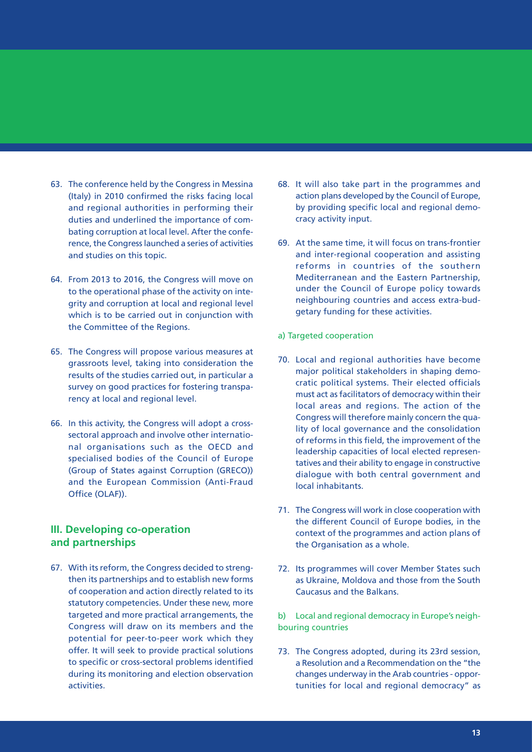63. The conference held by the Congress in Messina (Italy) in 2010 confirmed the risks facing local and regional authorities in performing their duties and underlined the importance of combating corruption at local level. After the conference, the Congress launched a series of activities and studies on this topic.

64. From 2013 to 2016, the Congress will move on to the operational phase of the activity on integrity and corruption at local and regional level which is to be carried out in conjunction with the Committee of the Regions.

65. The Congress will propose various measures at grassroots level, taking into consideration the results of the studies carried out, in particular a survey on good practices for fostering transparency at local and regional level.

66. In this activity, the Congress will adopt a cross-sectoral approach and involve other international organisations such as the OECD and specialised bodies of the Council of Europe (Group of States against Corruption (GRECO)) and the European Commission (Anti-Fraud Office (OLAF)).

## III. Developing co-operation and partnerships

67. With its reform, the Congress decided to strengthen its partnerships and to establish new forms of cooperation and action directly related to its statutory competencies. Under these new, more targeted and more practical arrangements, the Congress will draw on its members and the potential for peer-to-peer work which they offer. It will seek to provide practical solutions to specific or cross-sectoral problems identified during its monitoring and election observation activities.

68. It will also take part in the programmes and action plans developed by the Council of Europe, by providing specific local and regional democracy activity input.

69. At the same time, it will focus on trans-frontier and inter-regional cooperation and assisting reforms in countries of the southern Mediterranean and the Eastern Partnership, under the Council of Europe policy towards neighbouring countries and access extra-budgetary funding for these activities.

### a) Targeted cooperation

70. Local and regional authorities have become major political stakeholders in shaping democratic political systems. Their elected officials must act as facilitators of democracy within their local areas and regions. The action of the Congress will therefore mainly concern the quality of local governance and the consolidation of reforms in this field, the improvement of the leadership capacities of local elected representatives and their ability to engage in constructive dialogue with both central government and local inhabitants.

71. The Congress will work in close cooperation with the different Council of Europe bodies, in the context of the programmes and action plans of the Organisation as a whole.

72. Its programmes will cover Member States such as Ukraine, Moldova and those from the South Caucasus and the Balkans.

### b) Local and regional democracy in Europe's neighbouring countries

73. The Congress adopted, during its 23rd session, a Resolution and a Recommendation on the "the changes underway in the Arab countries - opportunities for local and regional democracy" as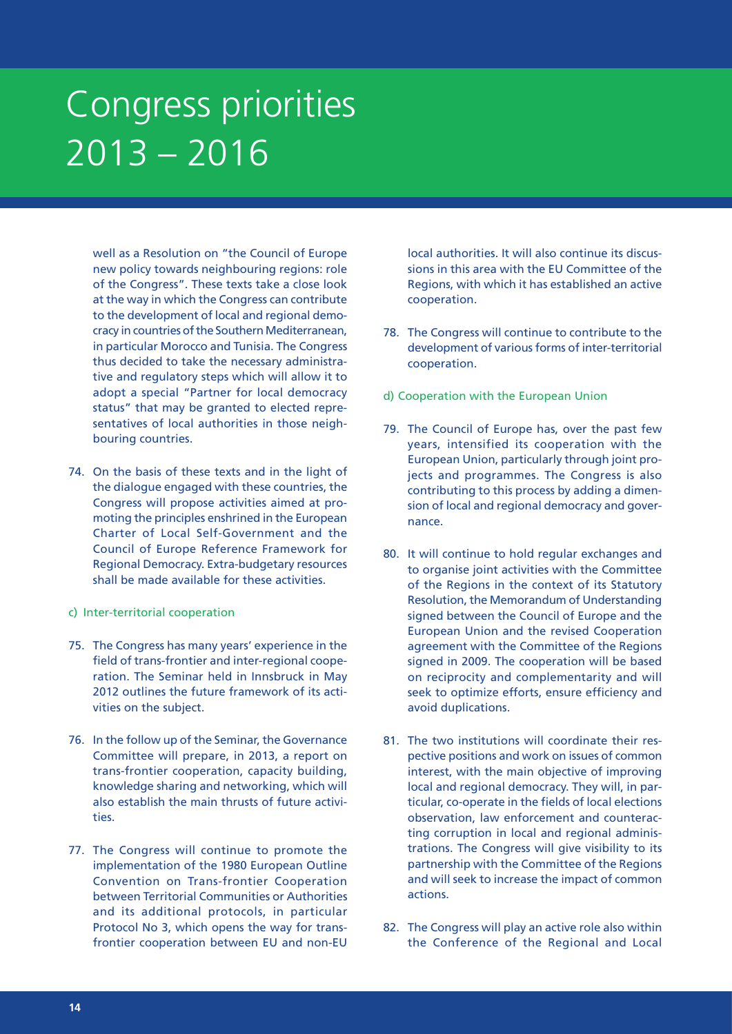well as a Resolution on "the Council of Europe new policy towards neighbouring regions: role of the Congress". These texts take a close look at the way in which the Congress can contribute to the development of local and regional democracy in countries of the Southern Mediterranean, in particular Morocco and Tunisia. The Congress thus decided to take the necessary administrative and regulatory steps which will allow it to adopt a special "Partner for local democracy status" that may be granted to elected representatives of local authorities in those neighbouring countries.

74. On the basis of these texts and in the light of the dialogue engaged with these countries, the Congress will propose activities aimed at promoting the principles enshrined in the European Charter of Local Self-Government and the Council of Europe Reference Framework for Regional Democracy. Extra-budgetary resources shall be made available for these activities.

### c) Inter-territorial cooperation

75. The Congress has many years' experience in the field of trans-frontier and inter-regional cooperation. The Seminar held in Innsbruck in May 2012 outlines the future framework of its activities on the subject.

76. In the follow up of the Seminar, the Governance Committee will prepare, in 2013, a report on trans-frontier cooperation, capacity building, knowledge sharing and networking, which will also establish the main thrusts of future activities.

77. The Congress will continue to promote the implementation of the 1980 European Outline Convention on Trans-frontier Cooperation between Territorial Communities or Authorities and its additional protocols, in particular Protocol No 3, which opens the way for trans-frontier cooperation between EU and non-EU local authorities. It will also continue its discussions in this area with the EU Committee of the Regions, with which it has established an active cooperation.

78. The Congress will continue to contribute to the development of various forms of inter-territorial cooperation.

### d) Cooperation with the European Union

79. The Council of Europe has, over the past few years, intensified its cooperation with the European Union, particularly through joint projects and programmes. The Congress is also contributing to this process by adding a dimension of local and regional democracy and governance.

80. It will continue to hold regular exchanges and to organise joint activities with the Committee of the Regions in the context of its Statutory Resolution, the Memorandum of Understanding signed between the Council of Europe and the European Union and the revised Cooperation agreement with the Committee of the Regions signed in 2009. The cooperation will be based on reciprocity and complementarity and will seek to optimize efforts, ensure efficiency and avoid duplications.

81. The two institutions will coordinate their respective positions and work on issues of common interest, with the main objective of improving local and regional democracy. They will, in particular, co-operate in the fields of local elections observation, law enforcement and counteracting corruption in local and regional administrations. The Congress will give visibility to its partnership with the Committee of the Regions and will seek to increase the impact of common actions.

82. The Congress will play an active role also within the Conference of the Regional and Local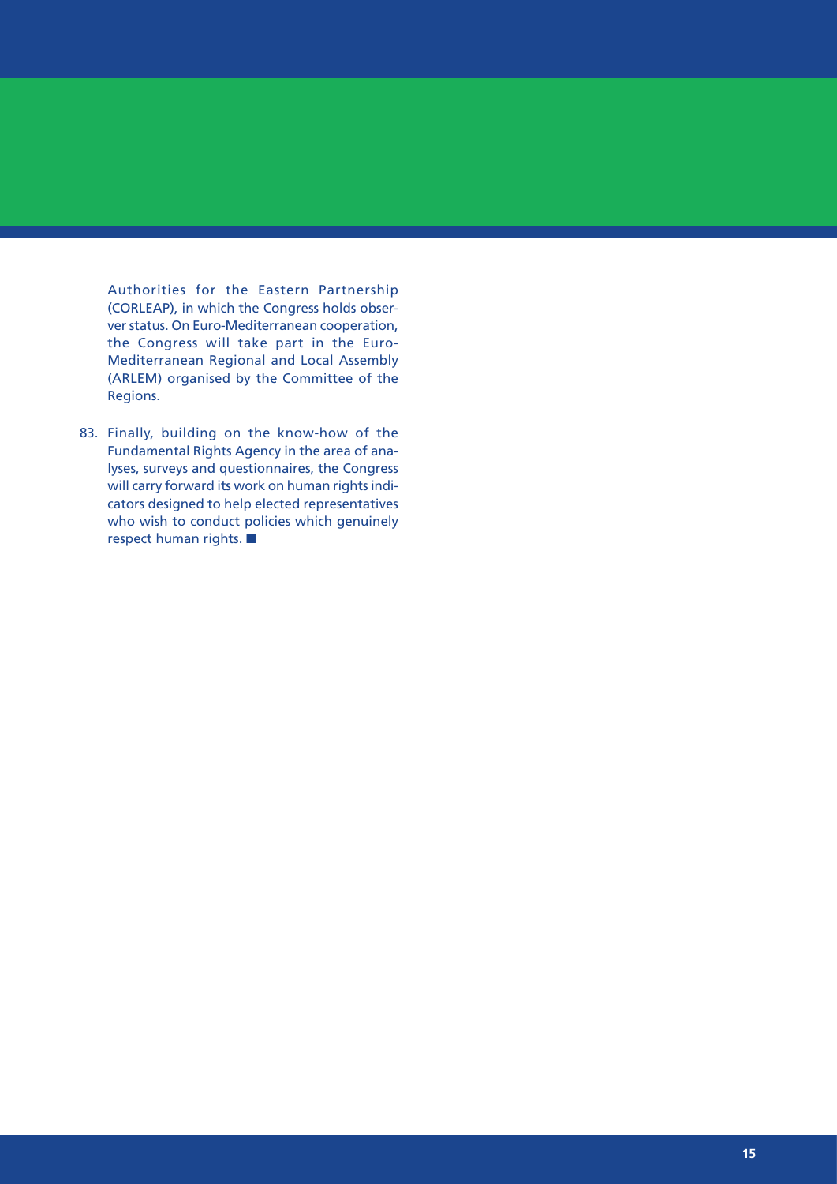Authorities for the Eastern Partnership (CORLEAP), in which the Congress holds observer status. On Euro-Mediterranean cooperation, the Congress will take part in the Euro-Mediterranean Regional and Local Assembly (ARLEM) organised by the Committee of the Regions.

83. Finally, building on the know-how of the Fundamental Rights Agency in the area of analyses, surveys and questionnaires, the Congress will carry forward its work on human rights indicators designed to help elected representatives who wish to conduct policies which genuinely respect human rights. ■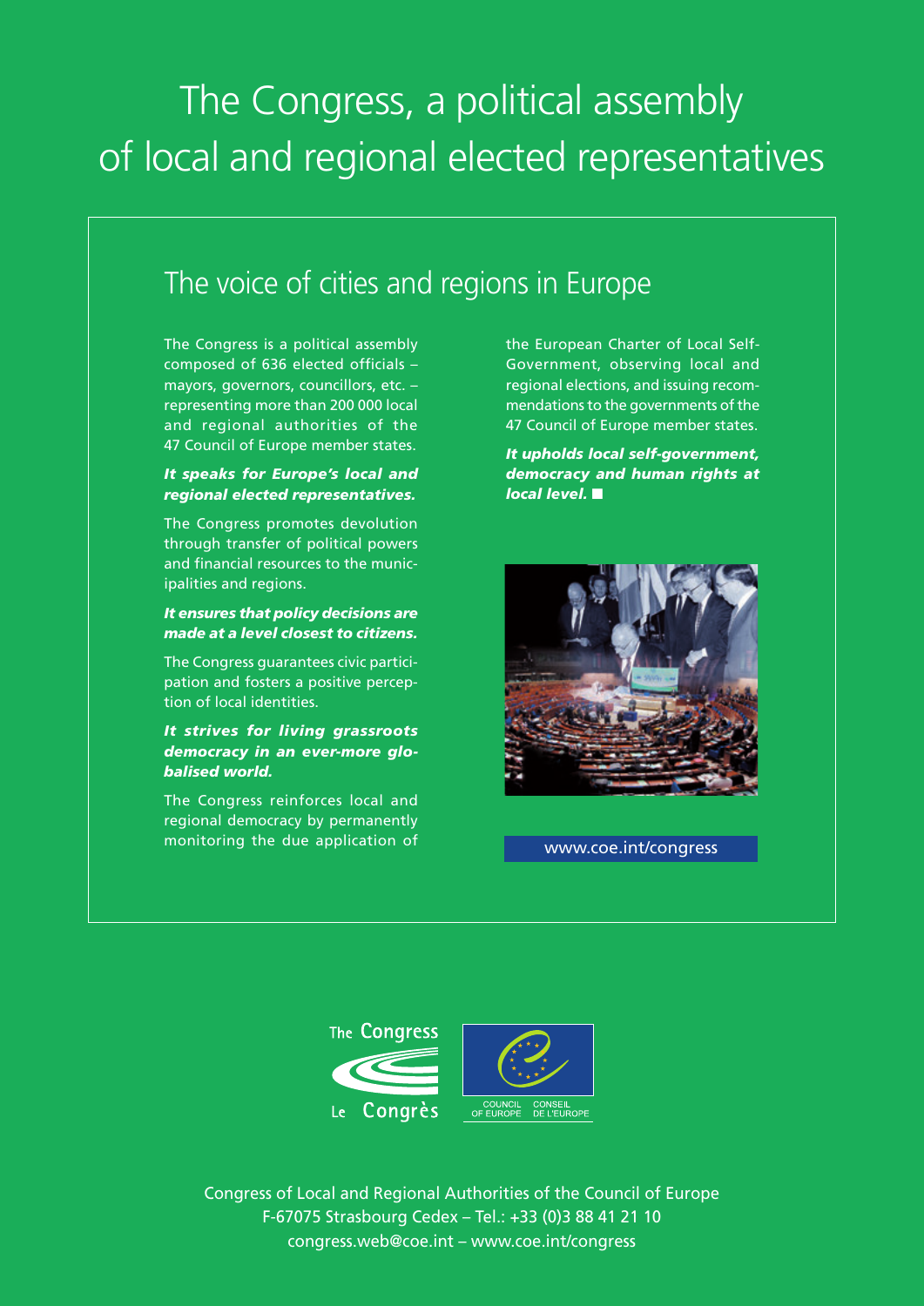# The Congress, a political assembly of local and regional elected representatives

## The voice of cities and regions in Europe

The Congress is a political assembly composed of 636 elected officials – mayors, governors, councillors, etc. – representing more than 200 000 local and regional authorities of the 47 Council of Europe member states.

***It speaks for Europe's local and regional elected representatives.***

The Congress promotes devolution through transfer of political powers and financial resources to the municipalities and regions.

***It ensures that policy decisions are made at a level closest to citizens.***

The Congress guarantees civic participation and fosters a positive perception of local identities.

***It strives for living grassroots democracy in an ever-more globalised world.***

The Congress reinforces local and regional democracy by permanently monitoring the due application of the European Charter of Local Self-Government, observing local and regional elections, and issuing recommendations to the governments of the 47 Council of Europe member states.

***It upholds local self-government, democracy and human rights at local level.*** ■

www.coe.int/congress

The Congress
Le Congrès

COUNCIL OF EUROPE
CONSEIL DE L'EUROPE

Congress of Local and Regional Authorities of the Council of Europe
F-67075 Strasbourg Cedex – Tel.: +33 (0)3 88 41 21 10
congress.web@coe.int – www.coe.int/congress